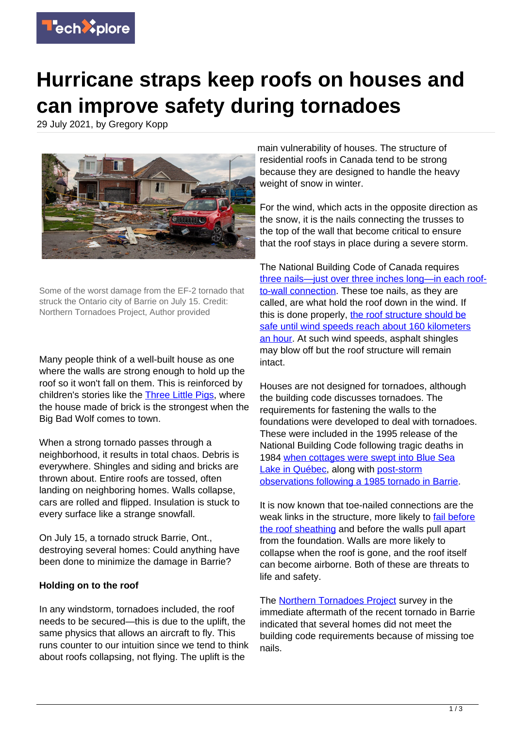# Hurricane straps keep roofs on houses and can improve safety during tornadoes

29 July 2021, by Gregory Kopp

Some of the worst damage from the EF-2 tornado that struck the Ontario city of Barrie on July 15. Credit: Northern Tornadoes Project, Author provided

Many people think of a well-built house as one where the walls are strong enough to hold up the roof so it won't fall on them. This is reinforced by children's stories like the Three Little Pigs, where the house made of brick is the strongest when the Big Bad Wolf comes to town.

When a strong tornado passes through a neighborhood, it results in total chaos. Debris is everywhere. Shingles and siding and bricks are thrown about. Entire roofs are tossed, often landing on neighboring homes. Walls collapse, cars are rolled and flipped. Insulation is stuck to every surface like a strange snowfall.

On July 15, a tornado struck Barrie, Ont., destroying several homes: Could anything have been done to minimize the damage in Barrie?

**Holding on to the roof**

In any windstorm, tornadoes included, the roof needs to be secured—this is due to the uplift, the same physics that allows an aircraft to fly. This runs counter to our intuition since we tend to think about roofs collapsing, not flying. The uplift is the main vulnerability of houses. The structure of residential roofs in Canada tend to be strong because they are designed to handle the heavy weight of snow in winter.

For the wind, which acts in the opposite direction as the snow, it is the nails connecting the trusses to the top of the wall that become critical to ensure that the roof stays in place during a severe storm.

The National Building Code of Canada requires three nails—just over three inches long—in each roof-to-wall connection. These toe nails, as they are called, are what hold the roof down in the wind. If this is done properly, the roof structure should be safe until wind speeds reach about 160 kilometers an hour. At such wind speeds, asphalt shingles may blow off but the roof structure will remain intact.

Houses are not designed for tornadoes, although the building code discusses tornadoes. The requirements for fastening the walls to the foundations were developed to deal with tornadoes. These were included in the 1995 release of the National Building Code following tragic deaths in 1984 when cottages were swept into Blue Sea Lake in Québec, along with post-storm observations following a 1985 tornado in Barrie.

It is now known that toe-nailed connections are the weak links in the structure, more likely to fail before the roof sheathing and before the walls pull apart from the foundation. Walls are more likely to collapse when the roof is gone, and the roof itself can become airborne. Both of these are threats to life and safety.

The Northern Tornadoes Project survey in the immediate aftermath of the recent tornado in Barrie indicated that several homes did not meet the building code requirements because of missing toe nails.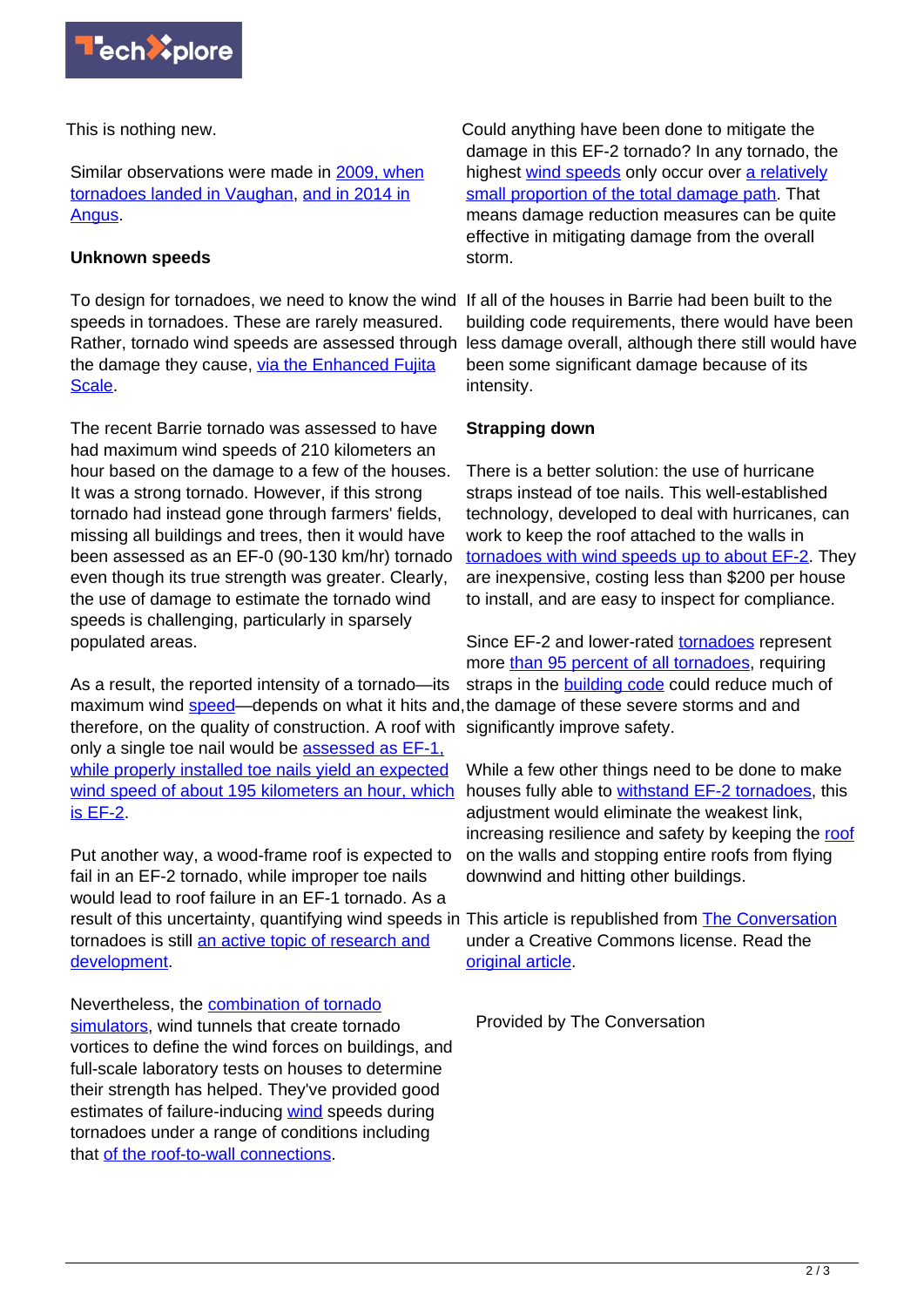This is nothing new.

Similar observations were made in 2009, when tornadoes landed in Vaughan, and in 2014 in Angus.

### Unknown speeds

To design for tornadoes, we need to know the wind speeds in tornadoes. These are rarely measured. Rather, tornado wind speeds are assessed through the damage they cause, via the Enhanced Fujita Scale.

The recent Barrie tornado was assessed to have had maximum wind speeds of 210 kilometers an hour based on the damage to a few of the houses. It was a strong tornado. However, if this strong tornado had instead gone through farmers' fields, missing all buildings and trees, then it would have been assessed as an EF-0 (90-130 km/hr) tornado even though its true strength was greater. Clearly, the use of damage to estimate the tornado wind speeds is challenging, particularly in sparsely populated areas.

As a result, the reported intensity of a tornado—its maximum wind speed—depends on what it hits and, therefore, on the quality of construction. A roof with only a single toe nail would be assessed as EF-1, while properly installed toe nails yield an expected wind speed of about 195 kilometers an hour, which is EF-2.

Put another way, a wood-frame roof is expected to fail in an EF-2 tornado, while improper toe nails would lead to roof failure in an EF-1 tornado. As a result of this uncertainty, quantifying wind speeds in tornadoes is still an active topic of research and development.

Nevertheless, the combination of tornado simulators, wind tunnels that create tornado vortices to define the wind forces on buildings, and full-scale laboratory tests on houses to determine their strength has helped. They've provided good estimates of failure-inducing wind speeds during tornadoes under a range of conditions including that of the roof-to-wall connections.

Could anything have been done to mitigate the damage in this EF-2 tornado? In any tornado, the highest wind speeds only occur over a relatively small proportion of the total damage path. That means damage reduction measures can be quite effective in mitigating damage from the overall storm.

If all of the houses in Barrie had been built to the building code requirements, there would have been less damage overall, although there still would have been some significant damage because of its intensity.

### Strapping down

There is a better solution: the use of hurricane straps instead of toe nails. This well-established technology, developed to deal with hurricanes, can work to keep the roof attached to the walls in tornadoes with wind speeds up to about EF-2. They are inexpensive, costing less than $200 per house to install, and are easy to inspect for compliance.

Since EF-2 and lower-rated tornadoes represent more than 95 percent of all tornadoes, requiring straps in the building code could reduce much of the damage of these severe storms and and significantly improve safety.

While a few other things need to be done to make houses fully able to withstand EF-2 tornadoes, this adjustment would eliminate the weakest link, increasing resilience and safety by keeping the roof on the walls and stopping entire roofs from flying downwind and hitting other buildings.

This article is republished from The Conversation under a Creative Commons license. Read the original article.

Provided by The Conversation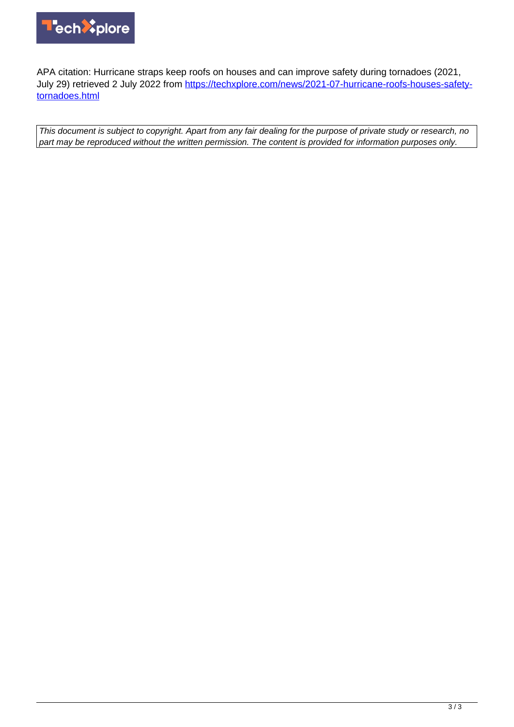APA citation: Hurricane straps keep roofs on houses and can improve safety during tornadoes (2021, July 29) retrieved 2 July 2022 from [https://techxplore.com/news/2021-07-hurricane-roofs-houses-safety-tornadoes.html](https://techxplore.com/news/2021-07-hurricane-roofs-houses-safety-tornadoes.html)

*This document is subject to copyright. Apart from any fair dealing for the purpose of private study or research, no part may be reproduced without the written permission. The content is provided for information purposes only.*